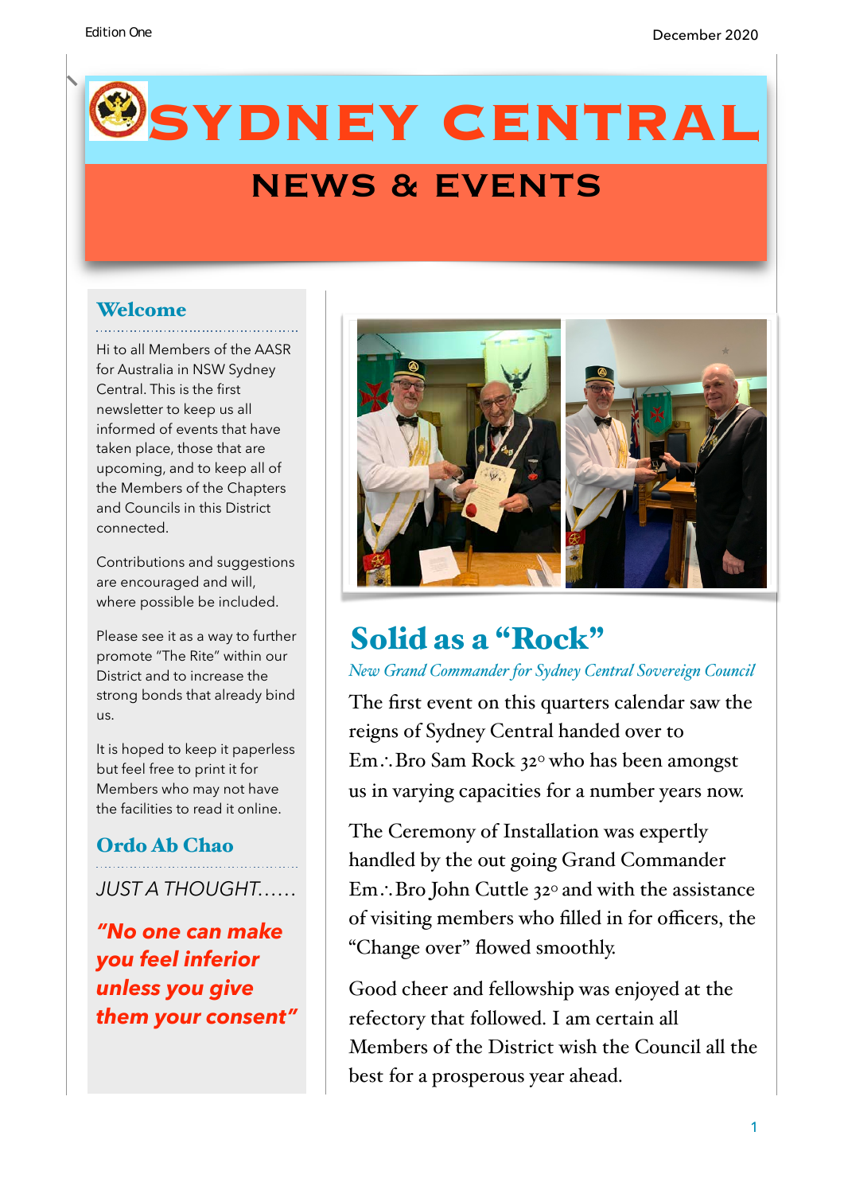# SYDNEY CENTRAL

## NEWS & EVENTS

### Welcome

Hi to all Members of the AASR for Australia in NSW Sydney Central. This is the first newsletter to keep us all informed of events that have taken place, those that are upcoming, and to keep all of the Members of the Chapters and Councils in this District connected.

Contributions and suggestions are encouraged and will, where possible be included.

Please see it as a way to further promote "The Rite" within our District and to increase the strong bonds that already bind us.

It is hoped to keep it paperless but feel free to print it for Members who may not have the facilities to read it online.

### Ordo Ab Chao

*JUST A THOUGHT……*

***"No one can make you feel inferior unless you give them your consent"***

## Solid as a "Rock"

*New Grand Commander for Sydney Central Sovereign Council*

The first event on this quarters calendar saw the reigns of Sydney Central handed over to Em∴Bro Sam Rock 32° who has been amongst us in varying capacities for a number years now.

The Ceremony of Installation was expertly handled by the out going Grand Commander Em∴Bro John Cuttle 32° and with the assistance of visiting members who filled in for officers, the "Change over" flowed smoothly.

Good cheer and fellowship was enjoyed at the refectory that followed. I am certain all Members of the District wish the Council all the best for a prosperous year ahead.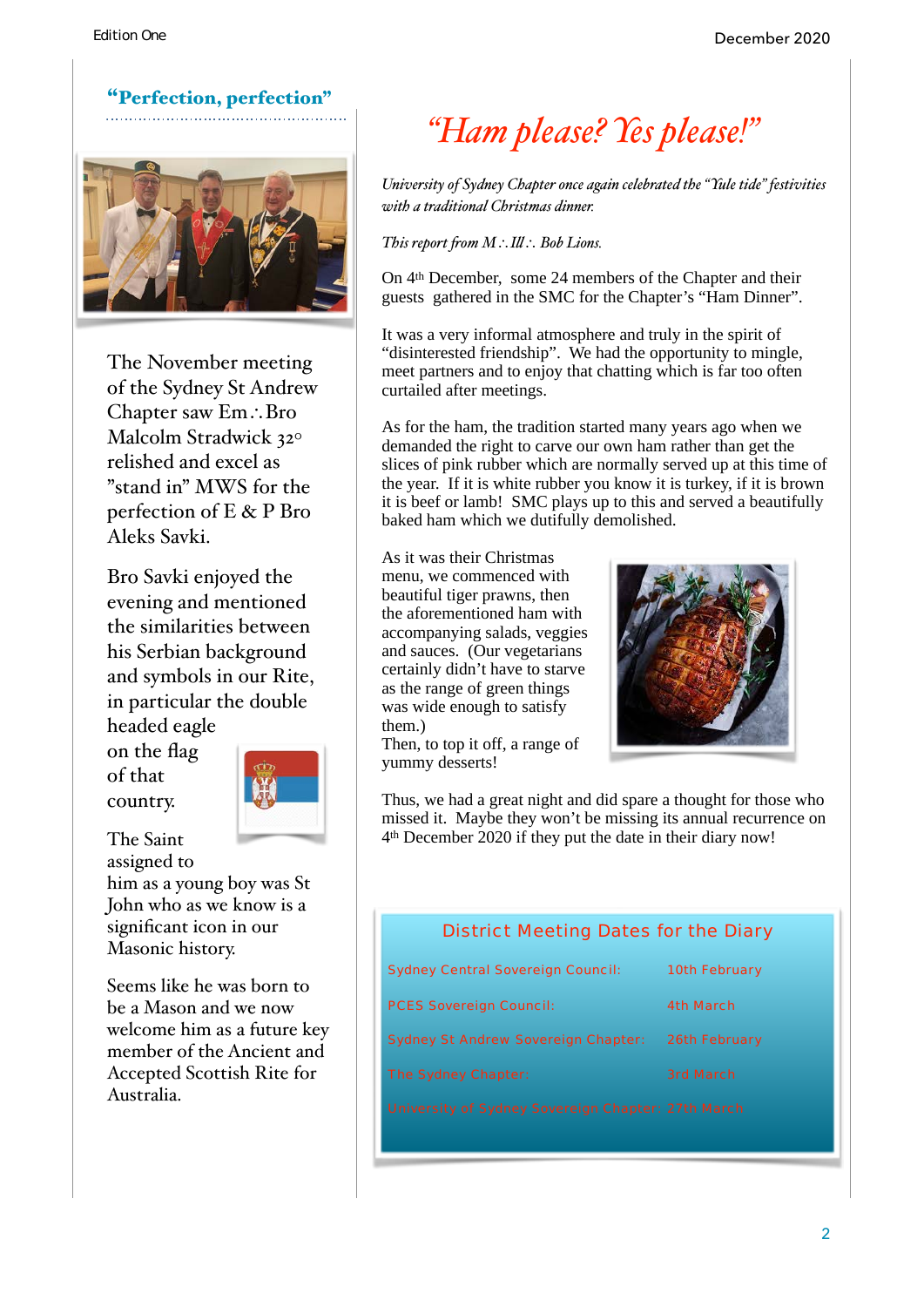## "Perfection, perfection"

The November meeting of the Sydney St Andrew Chapter saw Em.∴Bro Malcolm Stradwick 32° relished and excel as "stand in" MWS for the perfection of E & P Bro Aleks Savki.

Bro Savki enjoyed the evening and mentioned the similarities between his Serbian background and symbols in our Rite, in particular the double headed eagle on the flag of that country.

The Saint assigned to him as a young boy was St John who as we know is a significant icon in our Masonic history.

Seems like he was born to be a Mason and we now welcome him as a future key member of the Ancient and Accepted Scottish Rite for Australia.

# *"Ham please? Yes please!"*

*University of Sydney Chapter once again celebrated the "Yule tide" festivities with a traditional Christmas dinner.*

*This report from M∴Ill∴ Bob Lions.*

On 4th December, some 24 members of the Chapter and their guests gathered in the SMC for the Chapter's "Ham Dinner".

It was a very informal atmosphere and truly in the spirit of "disinterested friendship". We had the opportunity to mingle, meet partners and to enjoy that chatting which is far too often curtailed after meetings.

As for the ham, the tradition started many years ago when we demanded the right to carve our own ham rather than get the slices of pink rubber which are normally served up at this time of the year. If it is white rubber you know it is turkey, if it is brown it is beef or lamb! SMC plays up to this and served a beautifully baked ham which we dutifully demolished.

As it was their Christmas menu, we commenced with beautiful tiger prawns, then the aforementioned ham with accompanying salads, veggies and sauces. (Our vegetarians certainly didn't have to starve as the range of green things was wide enough to satisfy them.)

Then, to top it off, a range of yummy desserts!

Thus, we had a great night and did spare a thought for those who missed it. Maybe they won't be missing its annual recurrence on 4th December 2020 if they put the date in their diary now!

### District Meeting Dates for the Diary

| | |
|---|---|
| Sydney Central Sovereign Council: | 10th February |
| PCES Sovereign Council: | 4th March |
| Sydney St Andrew Sovereign Chapter: | 26th February |
| The Sydney Chapter: | 3rd March |
| University of Sydney Sovereign Chapter: | 27th March |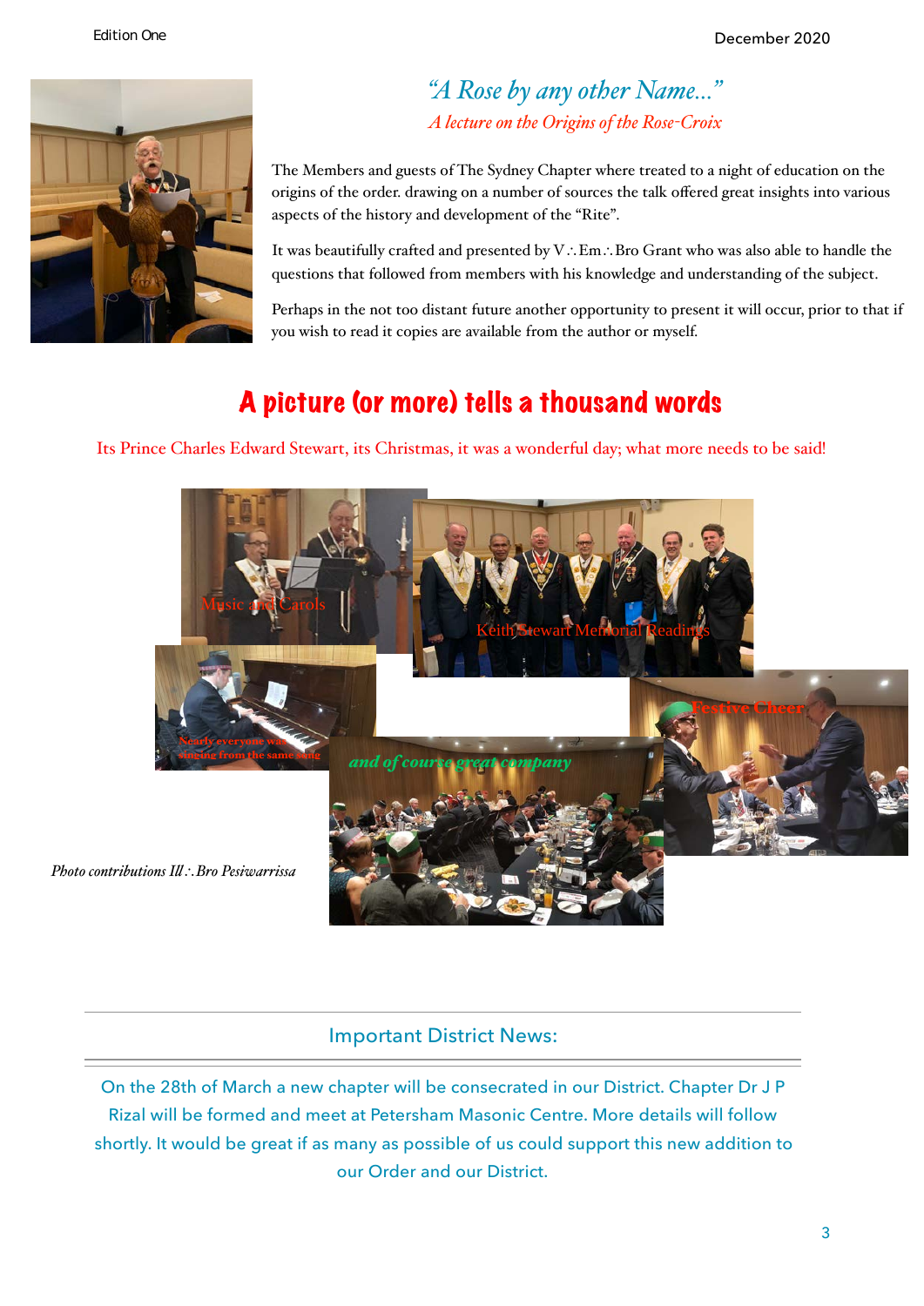## *"A Rose by any other Name..."*

*A lecture on the Origins of the Rose-Croix*

The Members and guests of The Sydney Chapter where treated to a night of education on the origins of the order. drawing on a number of sources the talk offered great insights into various aspects of the history and development of the "Rite".

It was beautifully crafted and presented by V∴Em∴Bro Grant who was also able to handle the questions that followed from members with his knowledge and understanding of the subject.

Perhaps in the not too distant future another opportunity to present it will occur, prior to that if you wish to read it copies are available from the author or myself.

## A picture (or more) tells a thousand words

Its Prince Charles Edward Stewart, its Christmas, it was a wonderful day; what more needs to be said!

Music and Carols

Keith Stewart Memorial Readings

Nearly everyone was singing from the same song

Festive Cheer

*and of course great company*

*Photo contributions Ill∴Bro Pesiwarrissa*

---

### Important District News:

On the 28th of March a new chapter will be consecrated in our District. Chapter Dr J P Rizal will be formed and meet at Petersham Masonic Centre. More details will follow shortly. It would be great if as many as possible of us could support this new addition to our Order and our District.